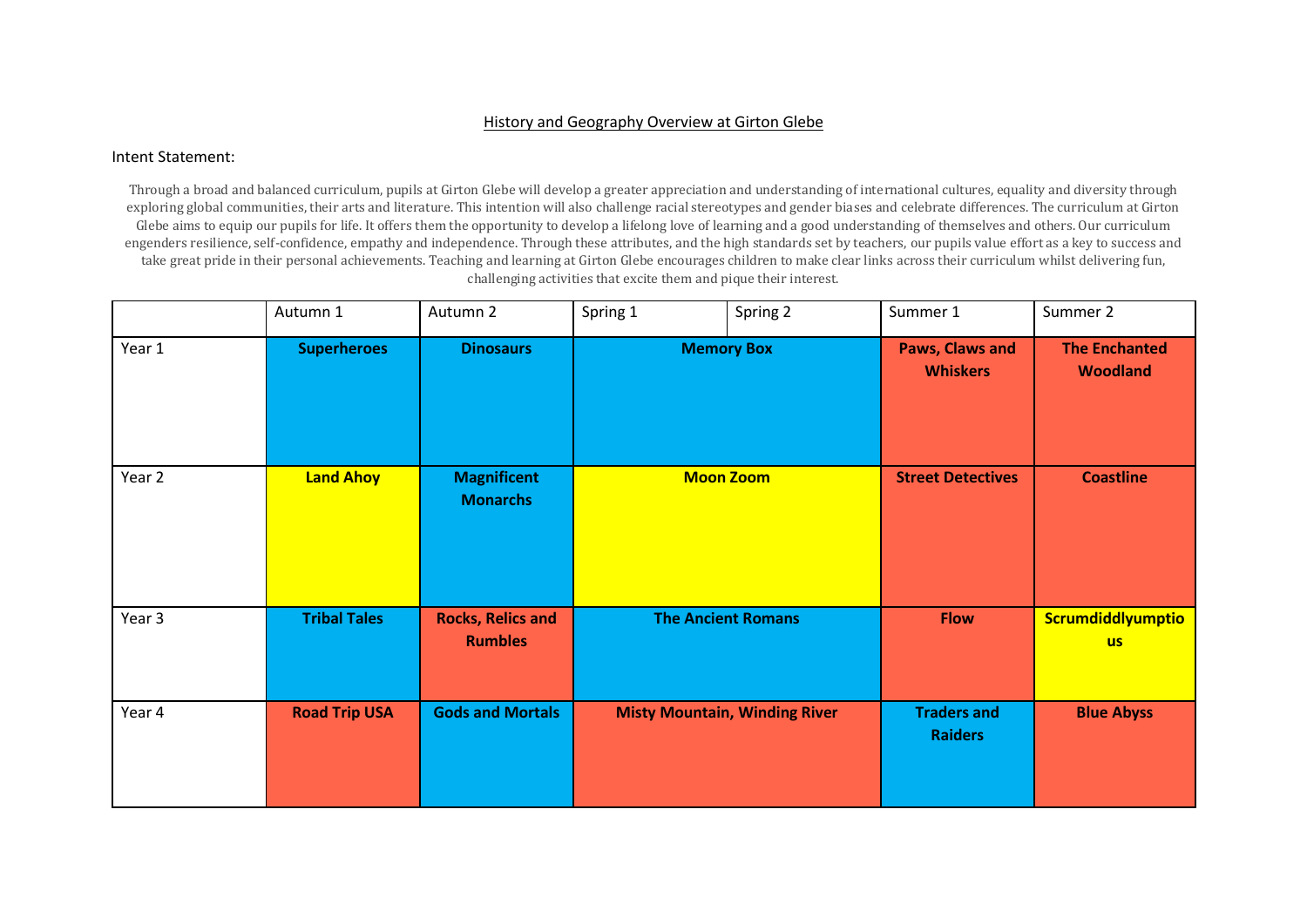# History and Geography Overview at Girton Glebe

Intent Statement:

Through a broad and balanced curriculum, pupils at Girton Glebe will develop a greater appreciation and understanding of international cultures, equality and diversity through exploring global communities, their arts and literature. This intention will also challenge racial stereotypes and gender biases and celebrate differences. The curriculum at Girton Glebe aims to equip our pupils for life. It offers them the opportunity to develop a lifelong love of learning and a good understanding of themselves and others. Our curriculum engenders resilience, self-confidence, empathy and independence. Through these attributes, and the high standards set by teachers, our pupils value effort as a key to success and take great pride in their personal achievements. Teaching and learning at Girton Glebe encourages children to make clear links across their curriculum whilst delivering fun, challenging activities that excite them and pique their interest.

| | Autumn 1 | Autumn 2 | Spring 1 | Spring 2 | Summer 1 | Summer 2 |
|---|---|---|---|---|---|---|
| Year 1 | **Superheroes** | **Dinosaurs** | **Memory Box** | | **Paws, Claws and Whiskers** | **The Enchanted Woodland** |
| Year 2 | **Land Ahoy** | **Magnificent Monarchs** | **Moon Zoom** | | **Street Detectives** | **Coastline** |
| Year 3 | **Tribal Tales** | **Rocks, Relics and Rumbles** | **The Ancient Romans** | | **Flow** | **Scrumdiddlyumptious** |
| Year 4 | **Road Trip USA** | **Gods and Mortals** | **Misty Mountain, Winding River** | | **Traders and Raiders** | **Blue Abyss** |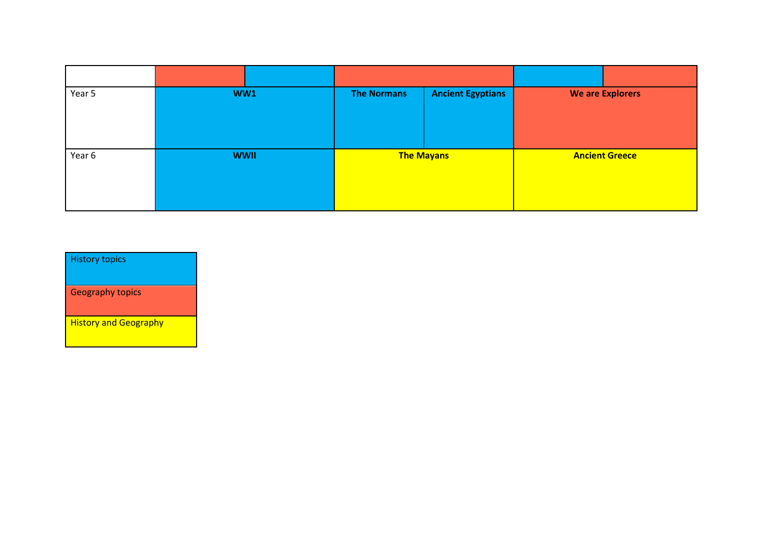| | | | | | | |
|---|---|---|---|---|---|---|
| Year 5 | WW1 | | The Normans | Ancient Egyptians | We are Explorers | |
| Year 6 | WWII | | The Mayans | | Ancient Greece | |

| |
|---|
| History topics |
| Geography topics |
| History and Geography |